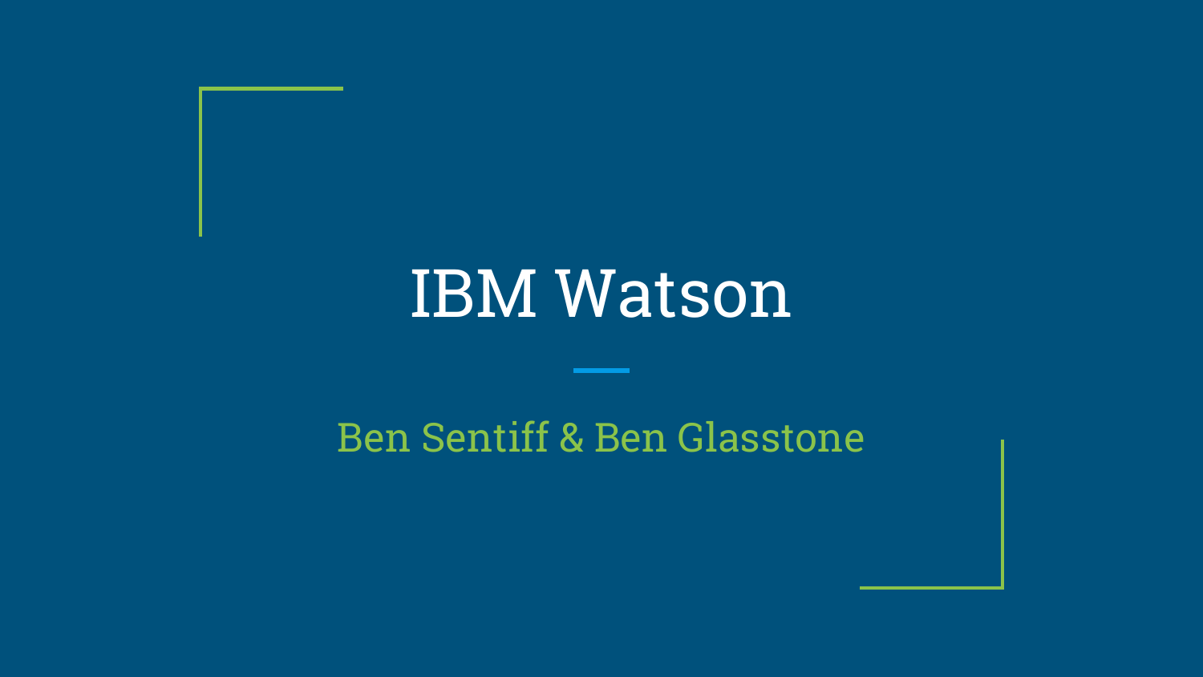# IBM Watson

Ben Sentiff & Ben Glasstone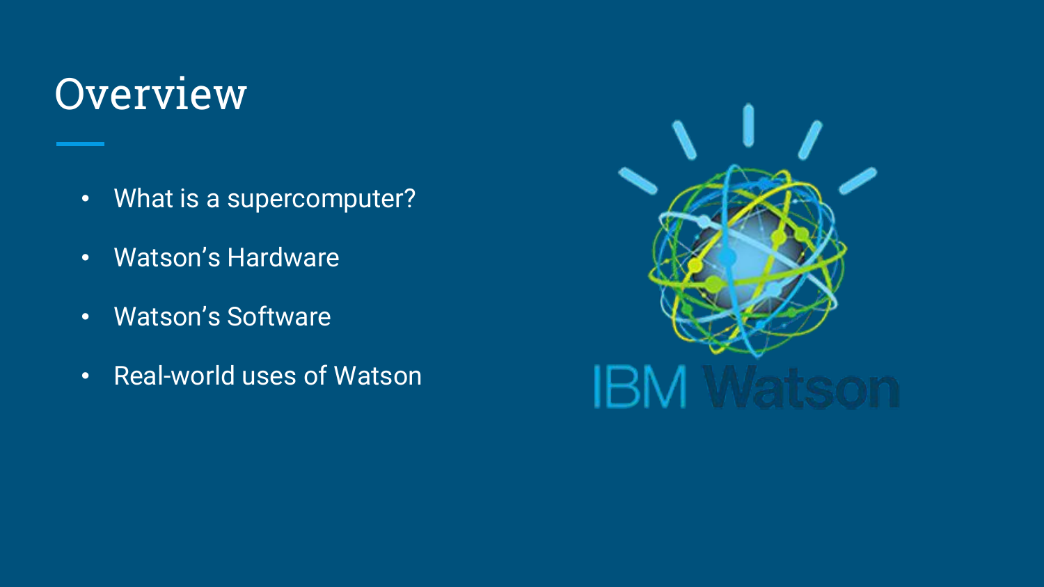# Overview

- What is a supercomputer?
- Watson's Hardware
- Watson's Software
- Real-world uses of Watson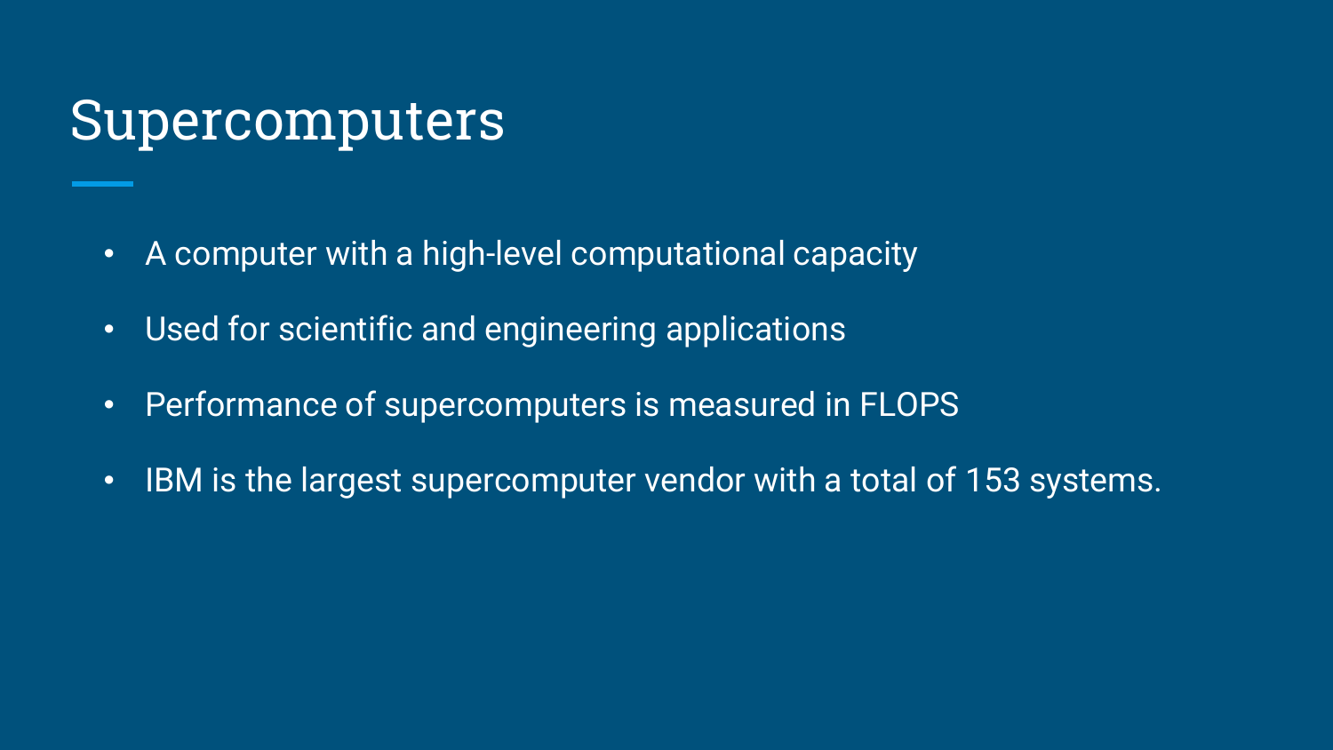# Supercomputers

- A computer with a high-level computational capacity
- Used for scientific and engineering applications
- Performance of supercomputers is measured in FLOPS
- IBM is the largest supercomputer vendor with a total of 153 systems.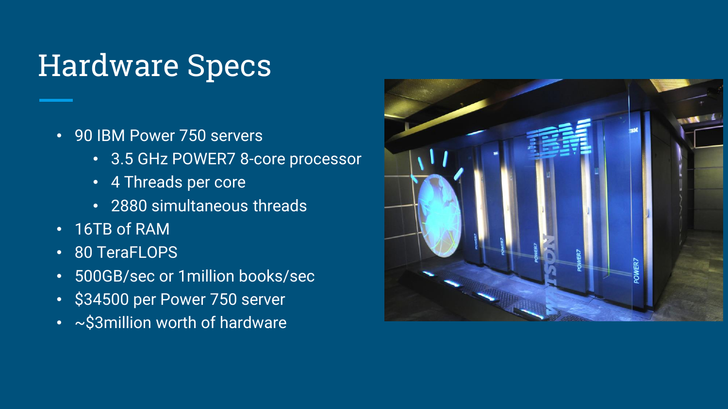# Hardware Specs

- 90 IBM Power 750 servers
  - 3.5 GHz POWER7 8-core processor
  - 4 Threads per core
  - 2880 simultaneous threads
- 16TB of RAM
- 80 TeraFLOPS
- 500GB/sec or 1million books/sec
- $34500 per Power 750 server
- ~$3million worth of hardware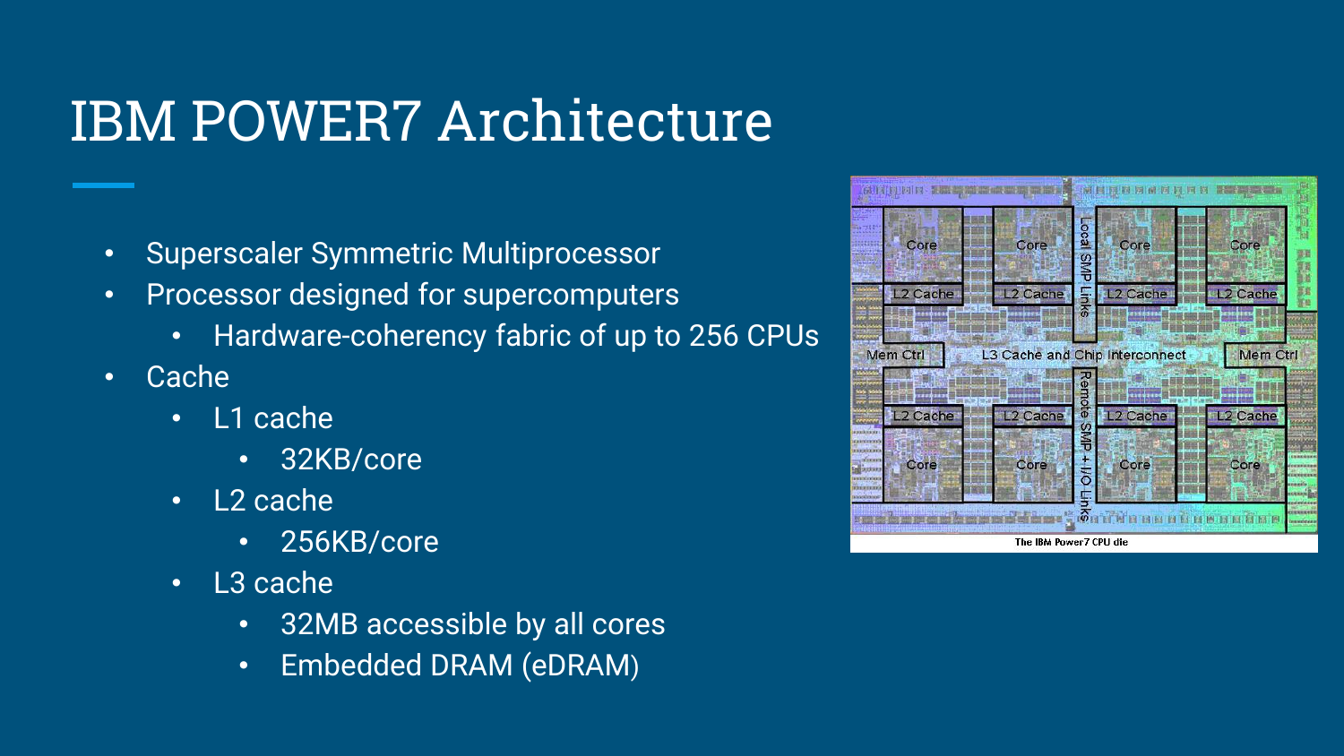# IBM POWER7 Architecture

- Superscaler Symmetric Multiprocessor
- Processor designed for supercomputers
  - Hardware-coherency fabric of up to 256 CPUs
- Cache
  - L1 cache
    - 32KB/core
  - L2 cache
    - 256KB/core
  - L3 cache
    - 32MB accessible by all cores
    - Embedded DRAM (eDRAM)

The IBM Power7 CPU die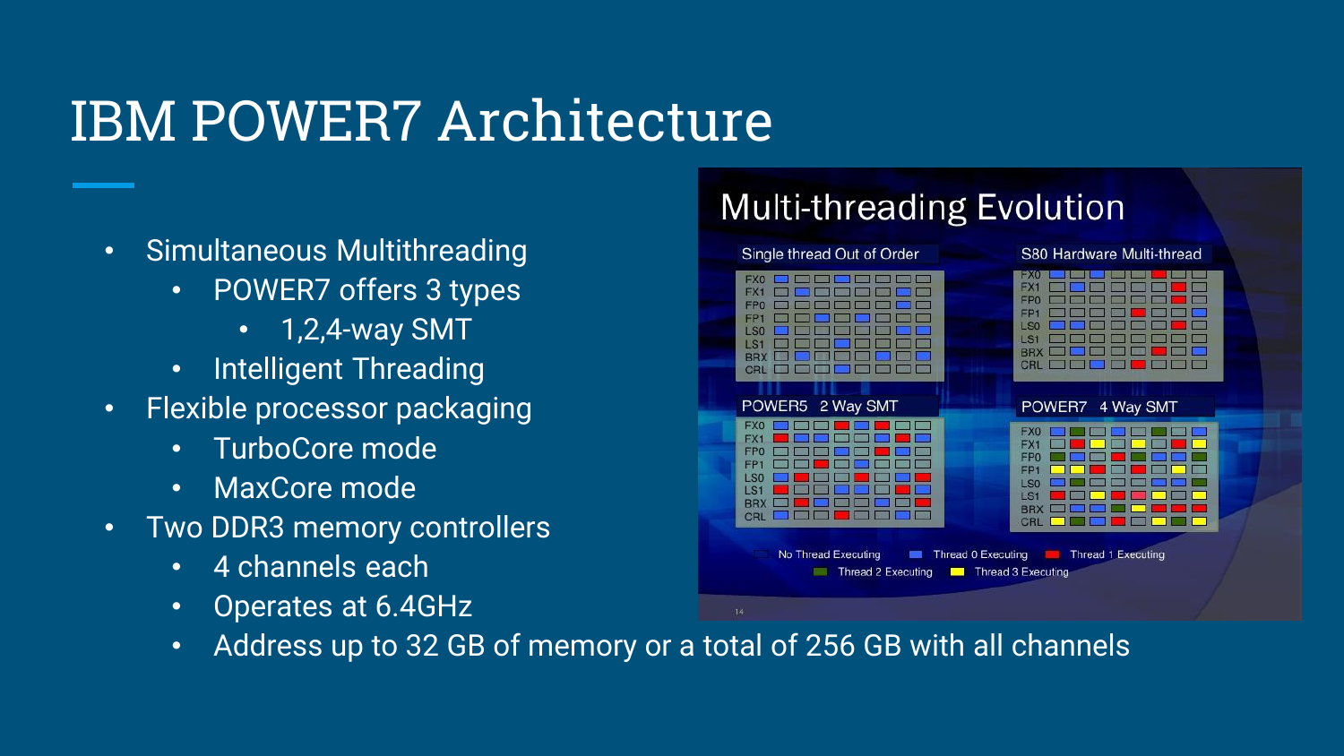# IBM POWER7 Architecture

- Simultaneous Multithreading
  - POWER7 offers 3 types
    - 1,2,4-way SMT
  - Intelligent Threading
- Flexible processor packaging
  - TurboCore mode
  - MaxCore mode
- Two DDR3 memory controllers
  - 4 channels each
  - Operates at 6.4GHz
  - Address up to 32 GB of memory or a total of 256 GB with all channels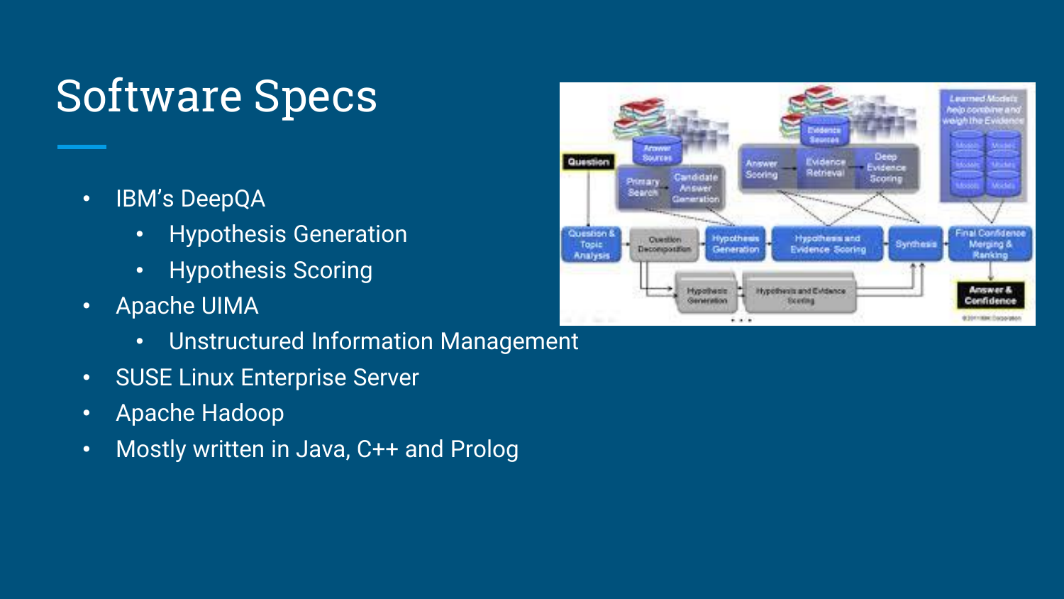# Software Specs

- IBM's DeepQA
    - Hypothesis Generation
    - Hypothesis Scoring
- Apache UIMA
    - Unstructured Information Management
- SUSE Linux Enterprise Server
- Apache Hadoop
- Mostly written in Java, C++ and Prolog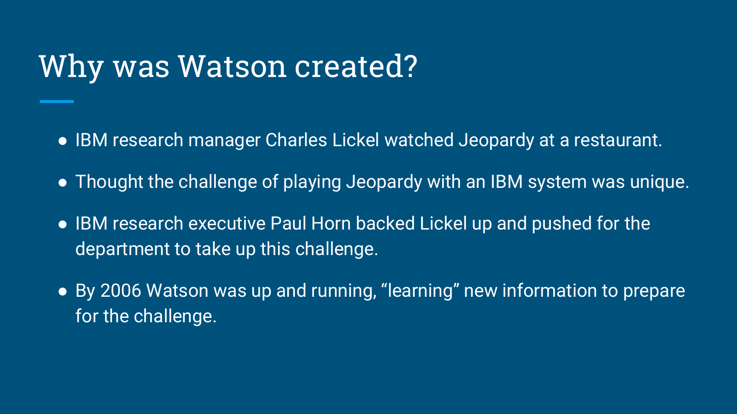# Why was Watson created?

- IBM research manager Charles Lickel watched Jeopardy at a restaurant.
- Thought the challenge of playing Jeopardy with an IBM system was unique.
- IBM research executive Paul Horn backed Lickel up and pushed for the department to take up this challenge.
- By 2006 Watson was up and running, “learning” new information to prepare for the challenge.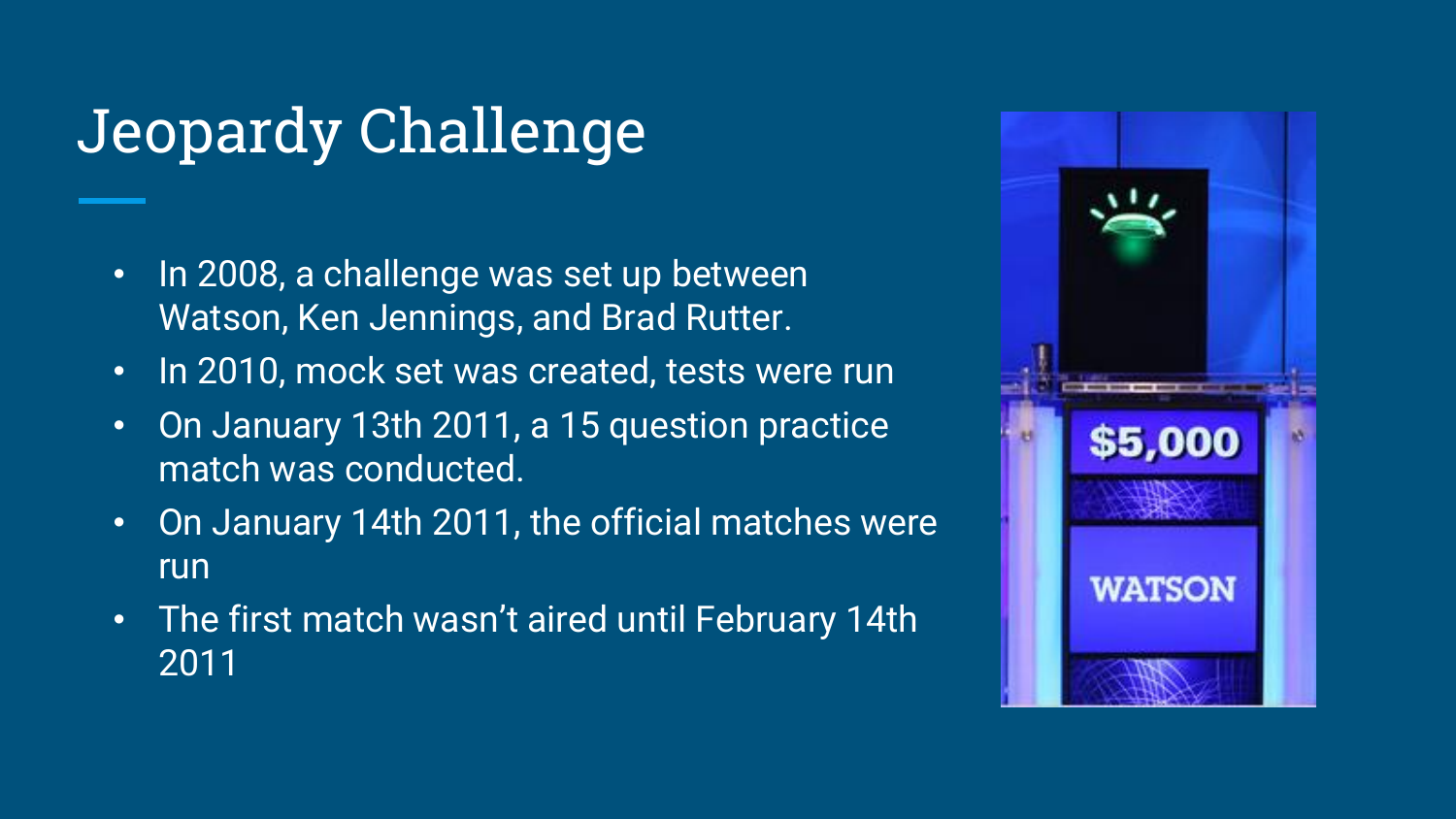# Jeopardy Challenge

- In 2008, a challenge was set up between Watson, Ken Jennings, and Brad Rutter.
- In 2010, mock set was created, tests were run
- On January 13th 2011, a 15 question practice match was conducted.
- On January 14th 2011, the official matches were run
- The first match wasn't aired until February 14th 2011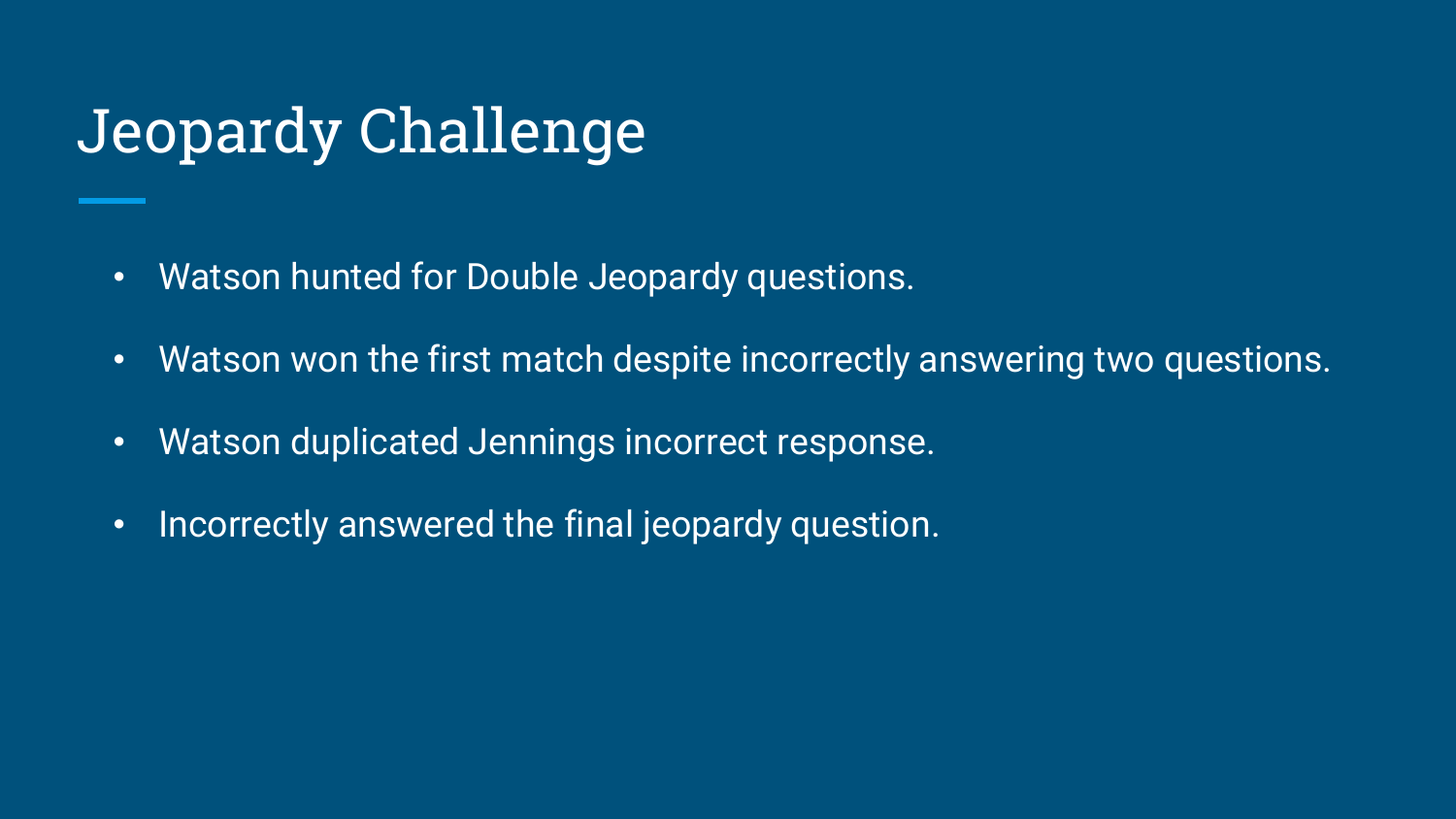# Jeopardy Challenge

- Watson hunted for Double Jeopardy questions.
- Watson won the first match despite incorrectly answering two questions.
- Watson duplicated Jennings incorrect response.
- Incorrectly answered the final jeopardy question.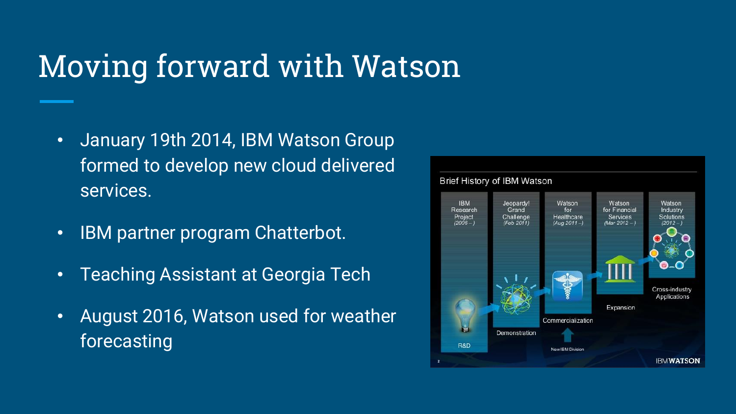# Moving forward with Watson

- January 19th 2014, IBM Watson Group formed to develop new cloud delivered services.
- IBM partner program Chatterbot.
- Teaching Assistant at Georgia Tech
- August 2016, Watson used for weather forecasting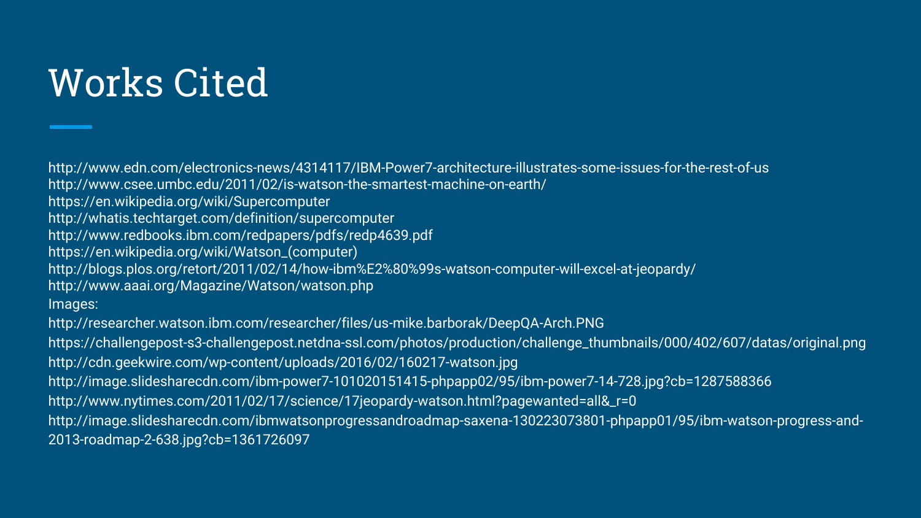# Works Cited

http://www.edn.com/electronics-news/4314117/IBM-Power7-architecture-illustrates-some-issues-for-the-rest-of-us
http://www.csee.umbc.edu/2011/02/is-watson-the-smartest-machine-on-earth/
https://en.wikipedia.org/wiki/Supercomputer
http://whatis.techtarget.com/definition/supercomputer
http://www.redbooks.ibm.com/redpapers/pdfs/redp4639.pdf
https://en.wikipedia.org/wiki/Watson_(computer)
http://blogs.plos.org/retort/2011/02/14/how-ibm%E2%80%99s-watson-computer-will-excel-at-jeopardy/
http://www.aaai.org/Magazine/Watson/watson.php

Images:

http://researcher.watson.ibm.com/researcher/files/us-mike.barborak/DeepQA-Arch.PNG

https://challengepost-s3-challengepost.netdna-ssl.com/photos/production/challenge_thumbnails/000/402/607/datas/original.png

http://cdn.geekwire.com/wp-content/uploads/2016/02/160217-watson.jpg

http://image.slidesharecdn.com/ibm-power7-101020151415-phpapp02/95/ibm-power7-14-728.jpg?cb=1287588366

http://www.nytimes.com/2011/02/17/science/17jeopardy-watson.html?pagewanted=all&_r=0

http://image.slidesharecdn.com/ibmwatsonprogressandroadmap-saxena-130223073801-phpapp01/95/ibm-watson-progress-and-2013-roadmap-2-638.jpg?cb=1361726097